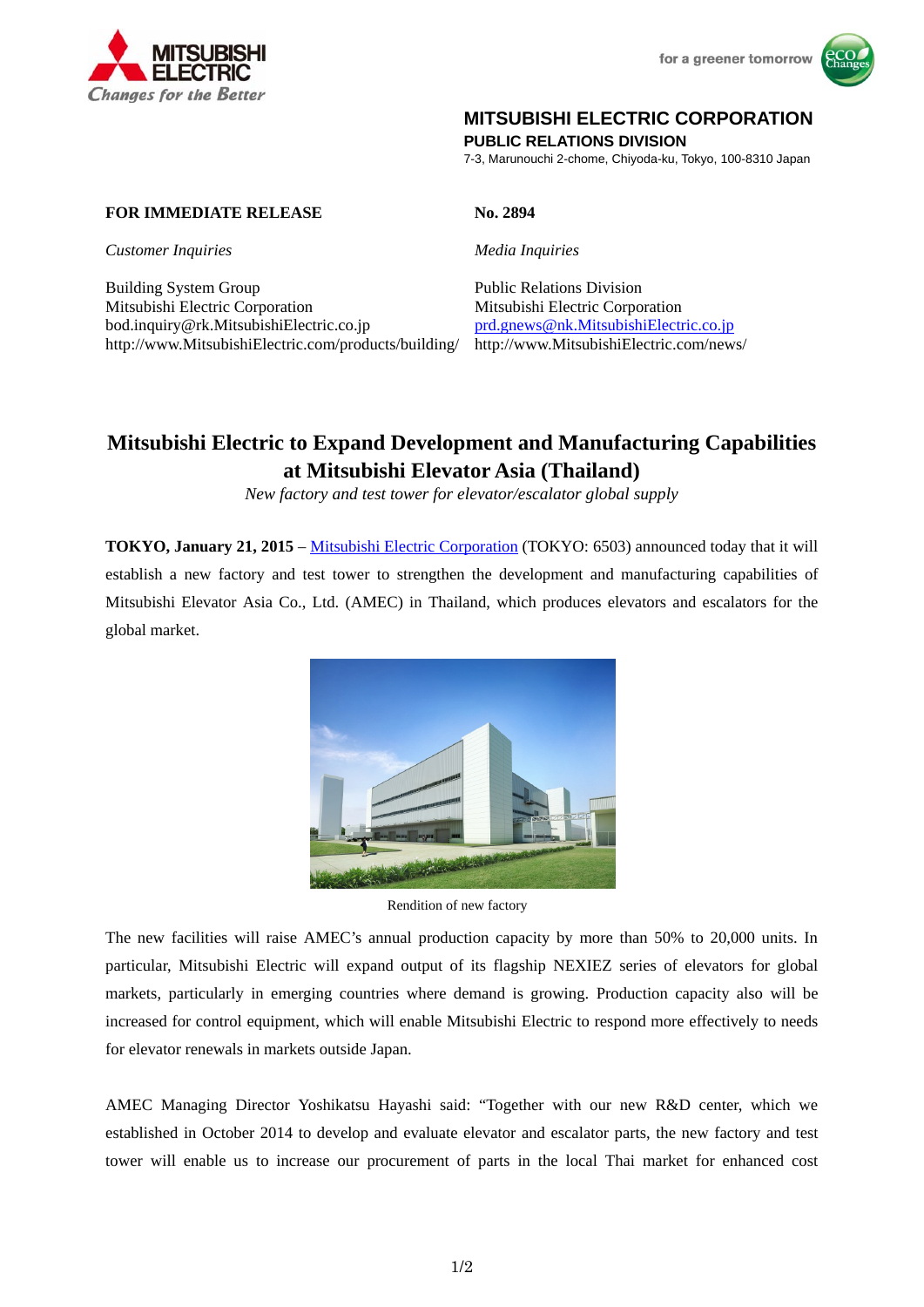MITSUBISHI ELECTRIC CORPORATION
**PUBLIC RELATIONS DIVISION**
7-3, Marunouchi 2-chome, Chiyoda-ku, Tokyo, 100-8310 Japan

**FOR IMMEDIATE RELEASE** **No. 2894**

*Customer Inquiries*

Building System Group
Mitsubishi Electric Corporation
bod.inquiry@rk.MitsubishiElectric.co.jp
http://www.MitsubishiElectric.com/products/building/

*Media Inquiries*

Public Relations Division
Mitsubishi Electric Corporation
prd.gnews@nk.MitsubishiElectric.co.jp
http://www.MitsubishiElectric.com/news/

# Mitsubishi Electric to Expand Development and Manufacturing Capabilities at Mitsubishi Elevator Asia (Thailand)

*New factory and test tower for elevator/escalator global supply*

**TOKYO, January 21, 2015** – Mitsubishi Electric Corporation (TOKYO: 6503) announced today that it will establish a new factory and test tower to strengthen the development and manufacturing capabilities of Mitsubishi Elevator Asia Co., Ltd. (AMEC) in Thailand, which produces elevators and escalators for the global market.

Rendition of new factory

The new facilities will raise AMEC's annual production capacity by more than 50% to 20,000 units. In particular, Mitsubishi Electric will expand output of its flagship NEXIEZ series of elevators for global markets, particularly in emerging countries where demand is growing. Production capacity also will be increased for control equipment, which will enable Mitsubishi Electric to respond more effectively to needs for elevator renewals in markets outside Japan.

AMEC Managing Director Yoshikatsu Hayashi said: "Together with our new R&D center, which we established in October 2014 to develop and evaluate elevator and escalator parts, the new factory and test tower will enable us to increase our procurement of parts in the local Thai market for enhanced cost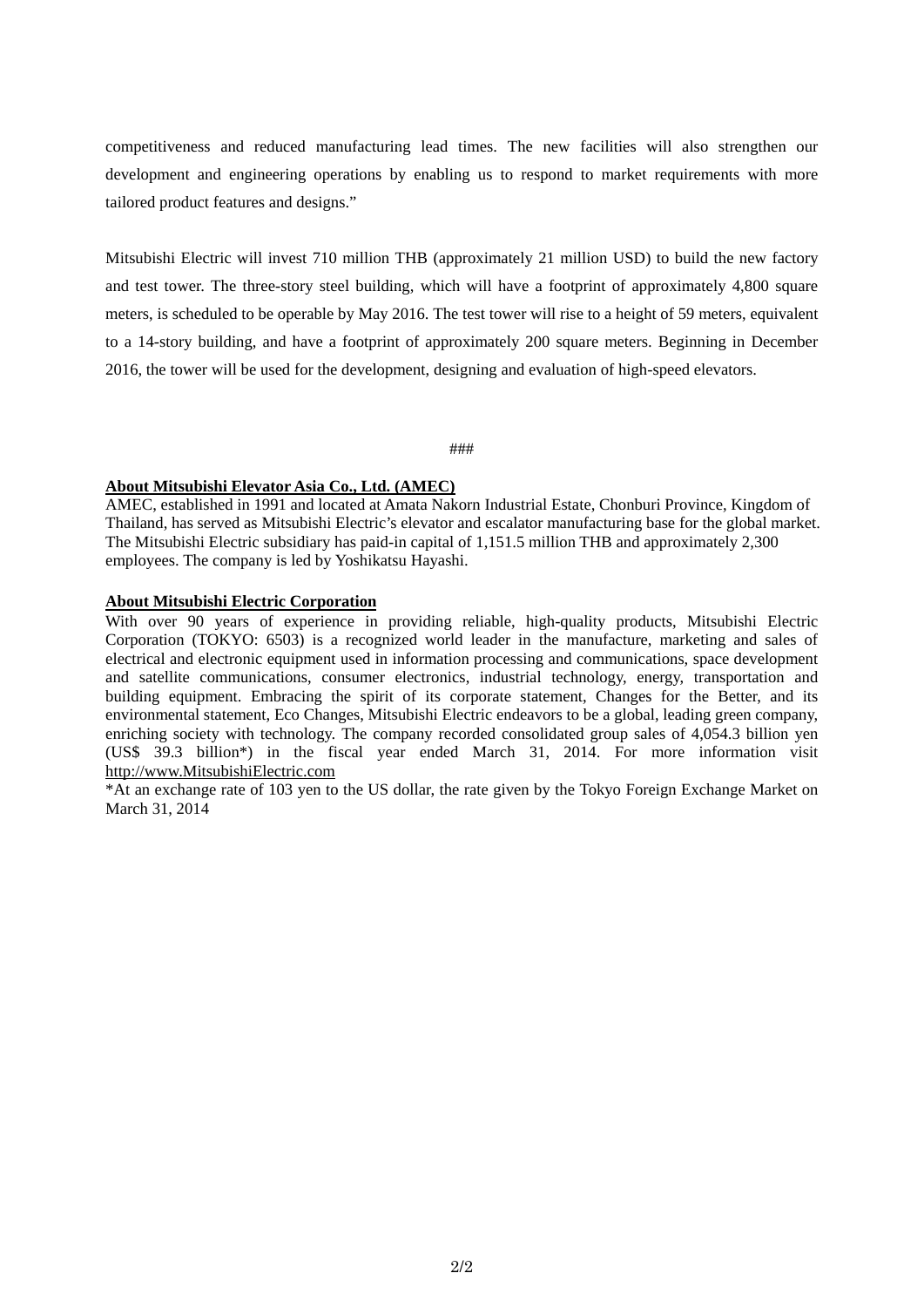competitiveness and reduced manufacturing lead times. The new facilities will also strengthen our development and engineering operations by enabling us to respond to market requirements with more tailored product features and designs."

Mitsubishi Electric will invest 710 million THB (approximately 21 million USD) to build the new factory and test tower. The three-story steel building, which will have a footprint of approximately 4,800 square meters, is scheduled to be operable by May 2016. The test tower will rise to a height of 59 meters, equivalent to a 14-story building, and have a footprint of approximately 200 square meters. Beginning in December 2016, the tower will be used for the development, designing and evaluation of high-speed elevators.

###

**About Mitsubishi Elevator Asia Co., Ltd. (AMEC)**

AMEC, established in 1991 and located at Amata Nakorn Industrial Estate, Chonburi Province, Kingdom of Thailand, has served as Mitsubishi Electric's elevator and escalator manufacturing base for the global market. The Mitsubishi Electric subsidiary has paid-in capital of 1,151.5 million THB and approximately 2,300 employees. The company is led by Yoshikatsu Hayashi.

**About Mitsubishi Electric Corporation**

With over 90 years of experience in providing reliable, high-quality products, Mitsubishi Electric Corporation (TOKYO: 6503) is a recognized world leader in the manufacture, marketing and sales of electrical and electronic equipment used in information processing and communications, space development and satellite communications, consumer electronics, industrial technology, energy, transportation and building equipment. Embracing the spirit of its corporate statement, Changes for the Better, and its environmental statement, Eco Changes, Mitsubishi Electric endeavors to be a global, leading green company, enriching society with technology. The company recorded consolidated group sales of 4,054.3 billion yen (US$ 39.3 billion*) in the fiscal year ended March 31, 2014. For more information visit http://www.MitsubishiElectric.com

*At an exchange rate of 103 yen to the US dollar, the rate given by the Tokyo Foreign Exchange Market on March 31, 2014